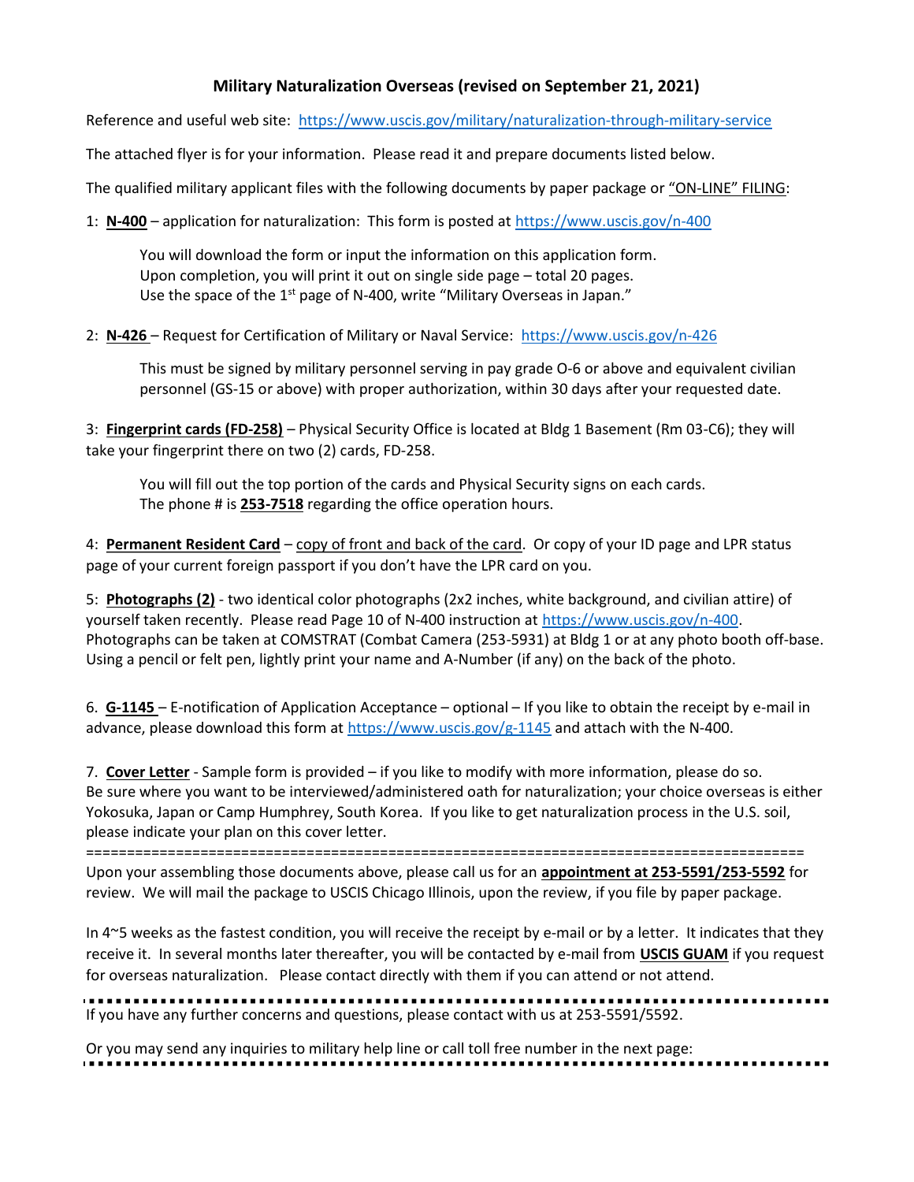## Military Naturalization Overseas (revised on September 21, 2021)

Reference and useful web site: https://www.uscis.gov/military/naturalization-through-military-service

The attached flyer is for your information. Please read it and prepare documents listed below.

The qualified military applicant files with the following documents by paper package or "ON-LINE" FILING:

1: **N-400** – application for naturalization: This form is posted at https://www.uscis.gov/n-400

> You will download the form or input the information on this application form.
> Upon completion, you will print it out on single side page – total 20 pages.
> Use the space of the 1st page of N-400, write "Military Overseas in Japan."

2: **N-426** – Request for Certification of Military or Naval Service: https://www.uscis.gov/n-426

> This must be signed by military personnel serving in pay grade O-6 or above and equivalent civilian personnel (GS-15 or above) with proper authorization, within 30 days after your requested date.

3: **Fingerprint cards (FD-258)** – Physical Security Office is located at Bldg 1 Basement (Rm 03-C6); they will take your fingerprint there on two (2) cards, FD-258.

> You will fill out the top portion of the cards and Physical Security signs on each cards.
> The phone # is **253-7518** regarding the office operation hours.

4: **Permanent Resident Card** – copy of front and back of the card. Or copy of your ID page and LPR status page of your current foreign passport if you don't have the LPR card on you.

5: **Photographs (2)** - two identical color photographs (2x2 inches, white background, and civilian attire) of yourself taken recently. Please read Page 10 of N-400 instruction at https://www.uscis.gov/n-400. Photographs can be taken at COMSTRAT (Combat Camera (253-5931) at Bldg 1 or at any photo booth off-base. Using a pencil or felt pen, lightly print your name and A-Number (if any) on the back of the photo.

6. **G-1145** – E-notification of Application Acceptance – optional – If you like to obtain the receipt by e-mail in advance, please download this form at https://www.uscis.gov/g-1145 and attach with the N-400.

7. **Cover Letter** - Sample form is provided – if you like to modify with more information, please do so. Be sure where you want to be interviewed/administered oath for naturalization; your choice overseas is either Yokosuka, Japan or Camp Humphrey, South Korea. If you like to get naturalization process in the U.S. soil, please indicate your plan on this cover letter.

---

Upon your assembling those documents above, please call us for an **appointment at 253-5591/253-5592** for review. We will mail the package to USCIS Chicago Illinois, upon the review, if you file by paper package.

In 4~5 weeks as the fastest condition, you will receive the receipt by e-mail or by a letter. It indicates that they receive it. In several months later thereafter, you will be contacted by e-mail from **USCIS GUAM** if you request for overseas naturalization. Please contact directly with them if you can attend or not attend.

---

If you have any further concerns and questions, please contact with us at 253-5591/5592.

Or you may send any inquiries to military help line or call toll free number in the next page:

---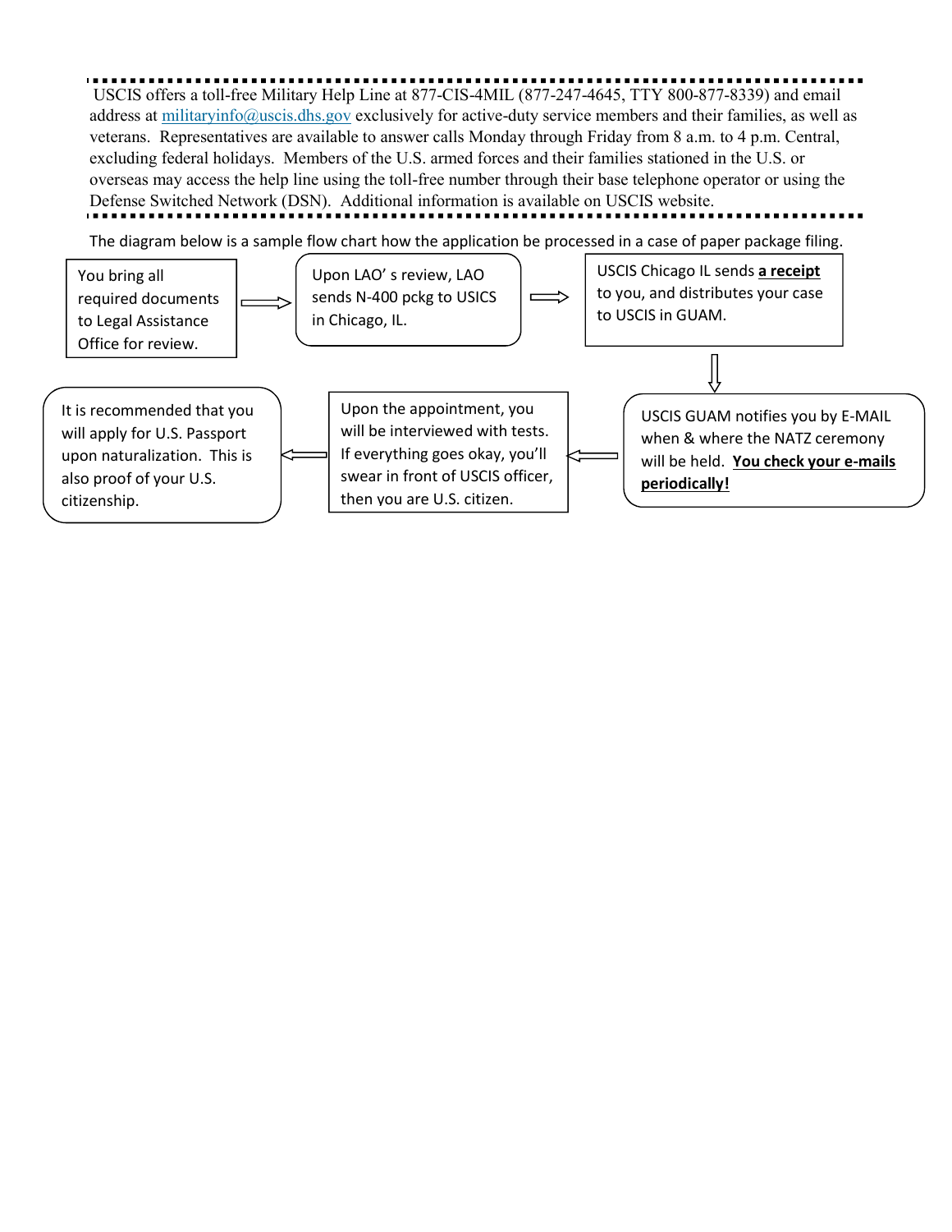USCIS offers a toll-free Military Help Line at 877-CIS-4MIL (877-247-4645, TTY 800-877-8339) and email address at militaryinfo@uscis.dhs.gov exclusively for active-duty service members and their families, as well as veterans. Representatives are available to answer calls Monday through Friday from 8 a.m. to 4 p.m. Central, excluding federal holidays. Members of the U.S. armed forces and their families stationed in the U.S. or overseas may access the help line using the toll-free number through their base telephone operator or using the Defense Switched Network (DSN). Additional information is available on USCIS website.

The diagram below is a sample flow chart how the application be processed in a case of paper package filing.

You bring all required documents to Legal Assistance Office for review.

Upon LAO' s review, LAO sends N-400 pckg to USICS in Chicago, IL.

USCIS Chicago IL sends **a receipt** to you, and distributes your case to USCIS in GUAM.

USCIS GUAM notifies you by E-MAIL when & where the NATZ ceremony will be held. **You check your e-mails periodically!**

Upon the appointment, you will be interviewed with tests. If everything goes okay, you'll swear in front of USCIS officer, then you are U.S. citizen.

It is recommended that you will apply for U.S. Passport upon naturalization. This is also proof of your U.S. citizenship.